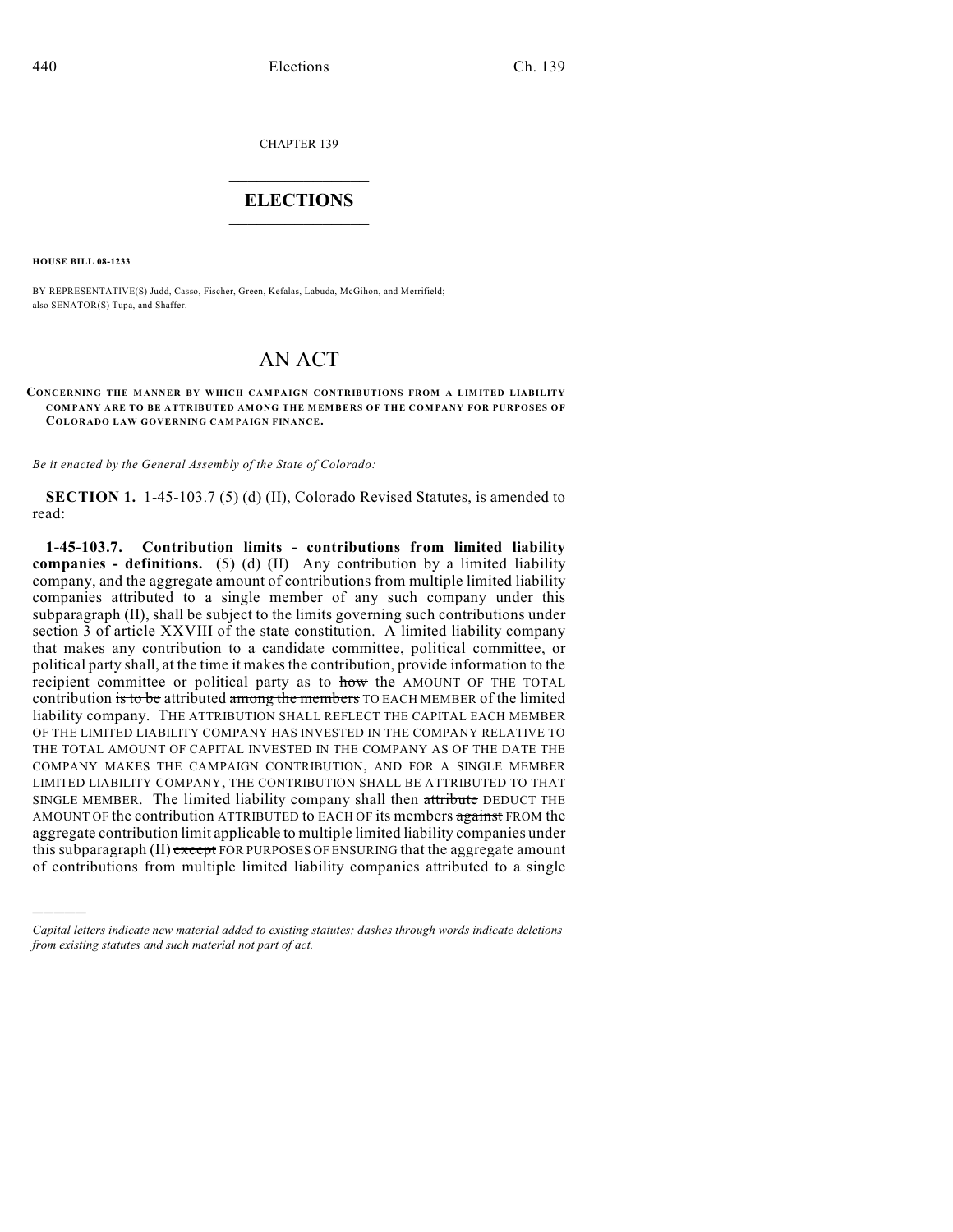CHAPTER 139

# ELECTIONS

**HOUSE BILL 08-1233**

BY REPRESENTATIVE(S) Judd, Casso, Fischer, Green, Kefalas, Labuda, McGihon, and Merrifield; also SENATOR(S) Tupa, and Shaffer.

# AN ACT

**CONCERNING THE MANNER BY WHICH CAMPAIGN CONTRIBUTIONS FROM A LIMITED LIABILITY COMPANY ARE TO BE ATTRIBUTED AMONG THE MEMBERS OF THE COMPANY FOR PURPOSES OF COLORADO LAW GOVERNING CAMPAIGN FINANCE.**

*Be it enacted by the General Assembly of the State of Colorado:*

**SECTION 1.** 1-45-103.7 (5) (d) (II), Colorado Revised Statutes, is amended to read:

**1-45-103.7. Contribution limits - contributions from limited liability companies - definitions.** (5) (d) (II) Any contribution by a limited liability company, and the aggregate amount of contributions from multiple limited liability companies attributed to a single member of any such company under this subparagraph (II), shall be subject to the limits governing such contributions under section 3 of article XXVIII of the state constitution. A limited liability company that makes any contribution to a candidate committee, political committee, or political party shall, at the time it makes the contribution, provide information to the recipient committee or political party as to ~~how~~ the AMOUNT OF THE TOTAL contribution ~~is to be~~ attributed ~~among the members~~ TO EACH MEMBER of the limited liability company. THE ATTRIBUTION SHALL REFLECT THE CAPITAL EACH MEMBER OF THE LIMITED LIABILITY COMPANY HAS INVESTED IN THE COMPANY RELATIVE TO THE TOTAL AMOUNT OF CAPITAL INVESTED IN THE COMPANY AS OF THE DATE THE COMPANY MAKES THE CAMPAIGN CONTRIBUTION, AND FOR A SINGLE MEMBER LIMITED LIABILITY COMPANY, THE CONTRIBUTION SHALL BE ATTRIBUTED TO THAT SINGLE MEMBER. The limited liability company shall then ~~attribute~~ DEDUCT THE AMOUNT OF the contribution ATTRIBUTED to EACH OF its members ~~against~~ FROM the aggregate contribution limit applicable to multiple limited liability companies under this subparagraph (II) ~~except~~ FOR PURPOSES OF ENSURING that the aggregate amount of contributions from multiple limited liability companies attributed to a single

*Capital letters indicate new material added to existing statutes; dashes through words indicate deletions from existing statutes and such material not part of act.*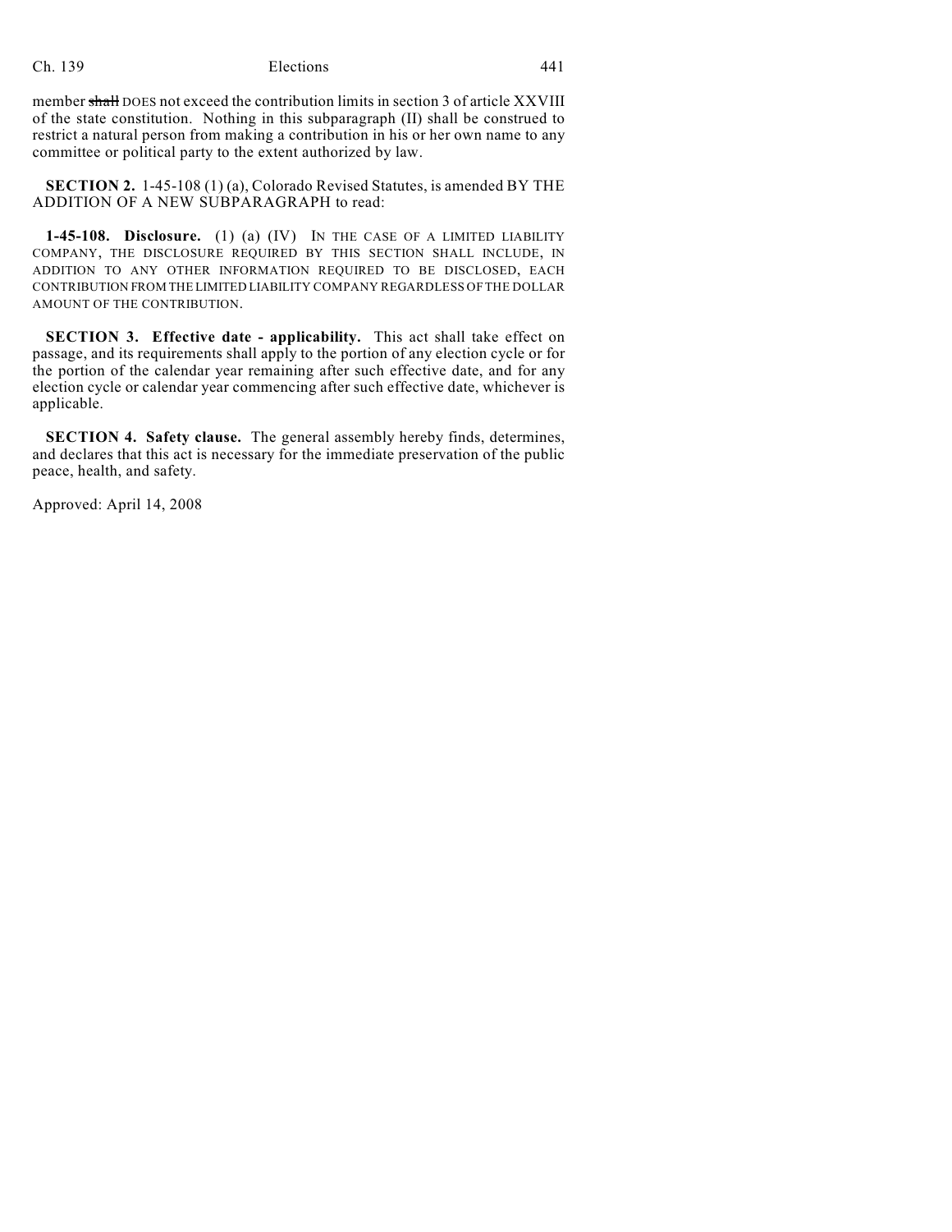member ~~shall~~ DOES not exceed the contribution limits in section 3 of article XXVIII of the state constitution. Nothing in this subparagraph (II) shall be construed to restrict a natural person from making a contribution in his or her own name to any committee or political party to the extent authorized by law.

**SECTION 2.** 1-45-108 (1) (a), Colorado Revised Statutes, is amended BY THE ADDITION OF A NEW SUBPARAGRAPH to read:

**1-45-108. Disclosure.** (1) (a) (IV) IN THE CASE OF A LIMITED LIABILITY COMPANY, THE DISCLOSURE REQUIRED BY THIS SECTION SHALL INCLUDE, IN ADDITION TO ANY OTHER INFORMATION REQUIRED TO BE DISCLOSED, EACH CONTRIBUTION FROM THE LIMITED LIABILITY COMPANY REGARDLESS OF THE DOLLAR AMOUNT OF THE CONTRIBUTION.

**SECTION 3. Effective date - applicability.** This act shall take effect on passage, and its requirements shall apply to the portion of any election cycle or for the portion of the calendar year remaining after such effective date, and for any election cycle or calendar year commencing after such effective date, whichever is applicable.

**SECTION 4. Safety clause.** The general assembly hereby finds, determines, and declares that this act is necessary for the immediate preservation of the public peace, health, and safety.

Approved: April 14, 2008